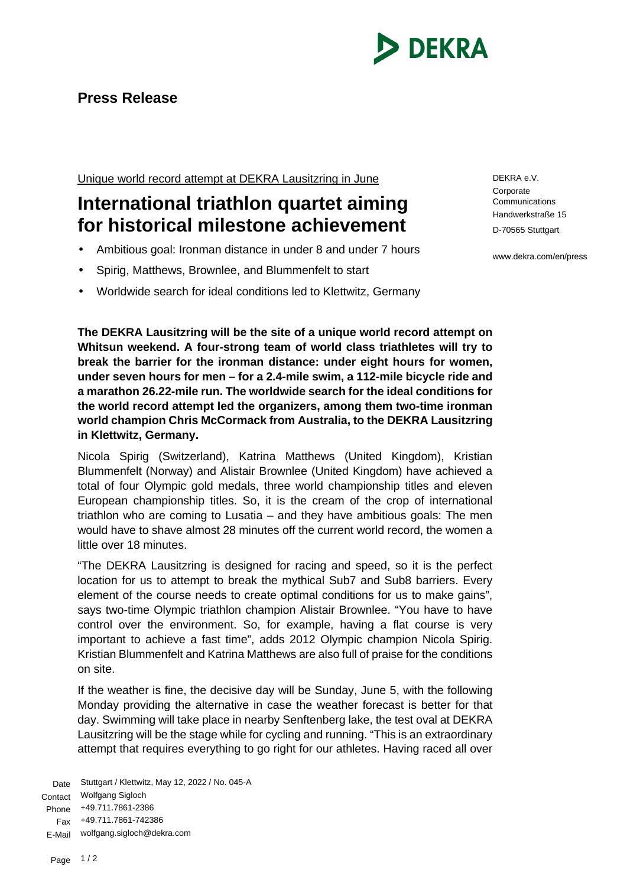**Press Release**

<u>Unique world record attempt at DEKRA Lausitzring in June</u>

# International triathlon quartet aiming for historical milestone achievement

- Ambitious goal: Ironman distance in under 8 and under 7 hours
- Spirig, Matthews, Brownlee, and Blummenfelt to start
- Worldwide search for ideal conditions led to Klettwitz, Germany

DEKRA e.V.
Corporate Communications
Handwerkstraße 15
D-70565 Stuttgart

www.dekra.com/en/press

**The DEKRA Lausitzring will be the site of a unique world record attempt on Whitsun weekend. A four-strong team of world class triathletes will try to break the barrier for the ironman distance: under eight hours for women, under seven hours for men – for a 2.4-mile swim, a 112-mile bicycle ride and a marathon 26.22-mile run. The worldwide search for the ideal conditions for the world record attempt led the organizers, among them two-time ironman world champion Chris McCormack from Australia, to the DEKRA Lausitzring in Klettwitz, Germany.**

Nicola Spirig (Switzerland), Katrina Matthews (United Kingdom), Kristian Blummenfelt (Norway) and Alistair Brownlee (United Kingdom) have achieved a total of four Olympic gold medals, three world championship titles and eleven European championship titles. So, it is the cream of the crop of international triathlon who are coming to Lusatia – and they have ambitious goals: The men would have to shave almost 28 minutes off the current world record, the women a little over 18 minutes.

"The DEKRA Lausitzring is designed for racing and speed, so it is the perfect location for us to attempt to break the mythical Sub7 and Sub8 barriers. Every element of the course needs to create optimal conditions for us to make gains", says two-time Olympic triathlon champion Alistair Brownlee. "You have to have control over the environment. So, for example, having a flat course is very important to achieve a fast time", adds 2012 Olympic champion Nicola Spirig. Kristian Blummenfelt and Katrina Matthews are also full of praise for the conditions on site.

If the weather is fine, the decisive day will be Sunday, June 5, with the following Monday providing the alternative in case the weather forecast is better for that day. Swimming will take place in nearby Senftenberg lake, the test oval at DEKRA Lausitzring will be the stage while for cycling and running. "This is an extraordinary attempt that requires everything to go right for our athletes. Having raced all over

Date: Stuttgart / Klettwitz, May 12, 2022 / No. 045-A
Contact: Wolfgang Sigloch
Phone: +49.711.7861-2386
Fax: +49.711.7861-742386
E-Mail: wolfgang.sigloch@dekra.com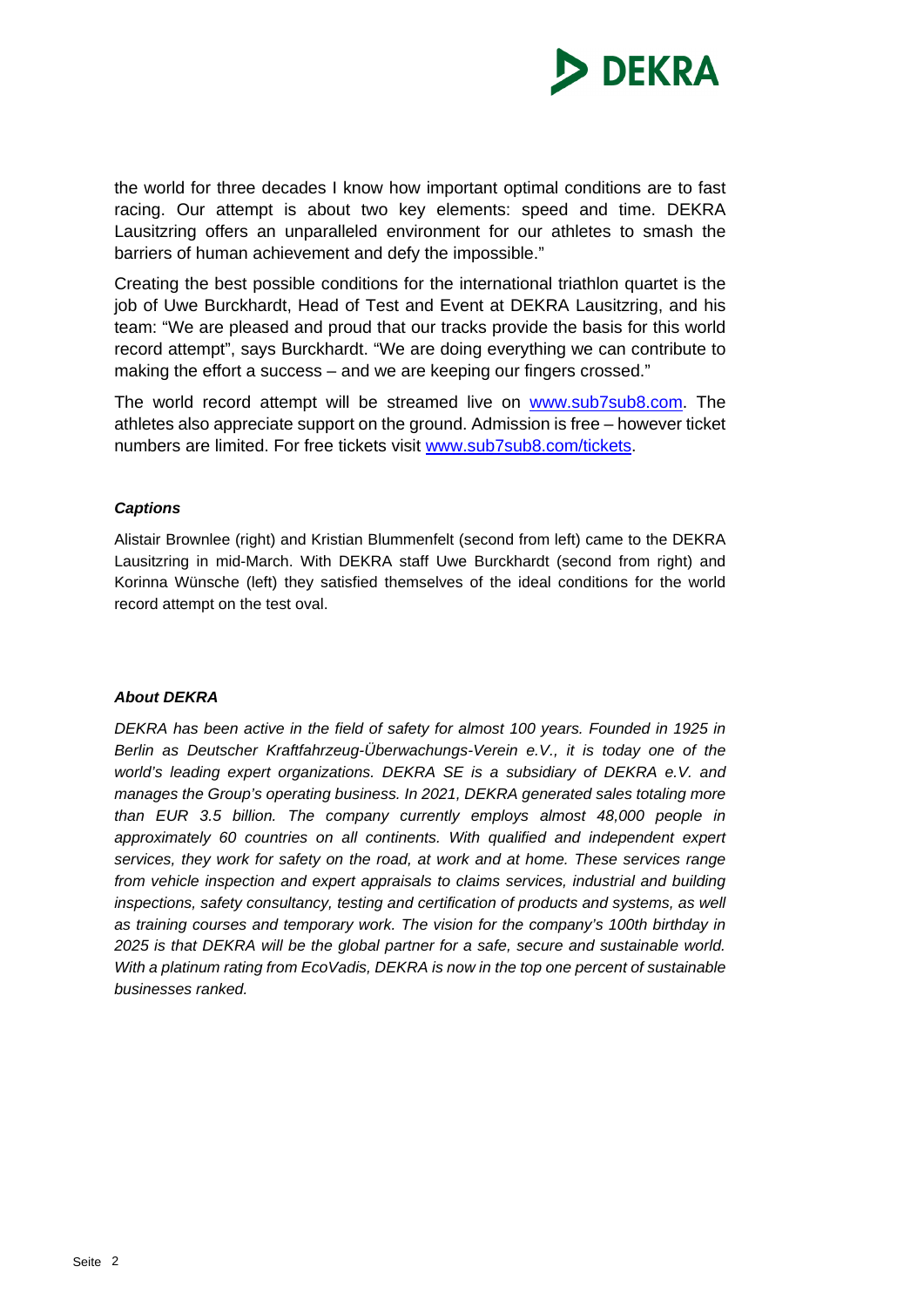the world for three decades I know how important optimal conditions are to fast racing. Our attempt is about two key elements: speed and time. DEKRA Lausitzring offers an unparalleled environment for our athletes to smash the barriers of human achievement and defy the impossible."

Creating the best possible conditions for the international triathlon quartet is the job of Uwe Burckhardt, Head of Test and Event at DEKRA Lausitzring, and his team: "We are pleased and proud that our tracks provide the basis for this world record attempt", says Burckhardt. "We are doing everything we can contribute to making the effort a success – and we are keeping our fingers crossed."

The world record attempt will be streamed live on [www.sub7sub8.com](http://www.sub7sub8.com). The athletes also appreciate support on the ground. Admission is free – however ticket numbers are limited. For free tickets visit [www.sub7sub8.com/tickets](http://www.sub7sub8.com/tickets).

***Captions***

Alistair Brownlee (right) and Kristian Blummenfelt (second from left) came to the DEKRA Lausitzring in mid-March. With DEKRA staff Uwe Burckhardt (second from right) and Korinna Wünsche (left) they satisfied themselves of the ideal conditions for the world record attempt on the test oval.

***About DEKRA***

*DEKRA has been active in the field of safety for almost 100 years. Founded in 1925 in Berlin as Deutscher Kraftfahrzeug-Überwachungs-Verein e.V., it is today one of the world's leading expert organizations. DEKRA SE is a subsidiary of DEKRA e.V. and manages the Group's operating business. In 2021, DEKRA generated sales totaling more than EUR 3.5 billion. The company currently employs almost 48,000 people in approximately 60 countries on all continents. With qualified and independent expert services, they work for safety on the road, at work and at home. These services range from vehicle inspection and expert appraisals to claims services, industrial and building inspections, safety consultancy, testing and certification of products and systems, as well as training courses and temporary work. The vision for the company's 100th birthday in 2025 is that DEKRA will be the global partner for a safe, secure and sustainable world. With a platinum rating from EcoVadis, DEKRA is now in the top one percent of sustainable businesses ranked.*